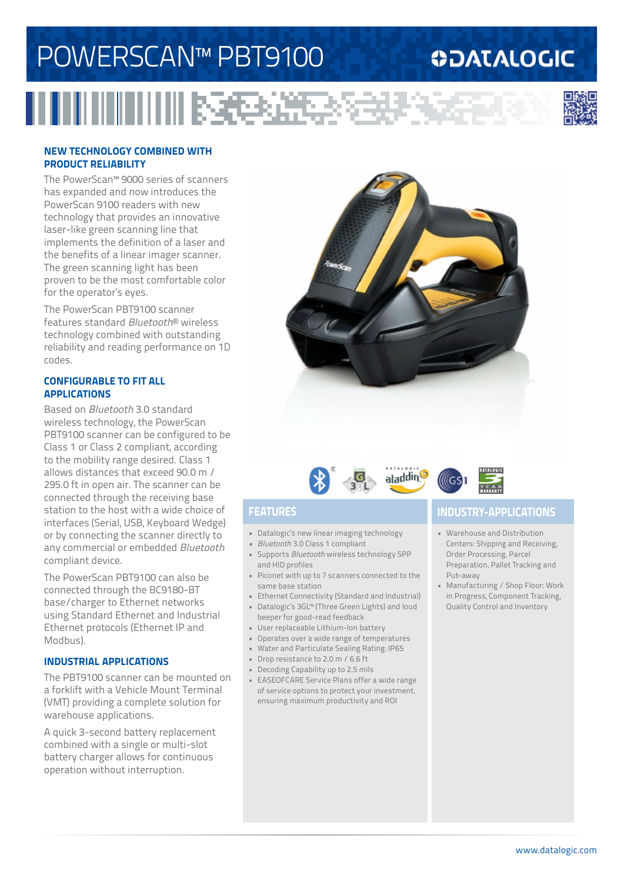# POWERSCAN™ PBT9100

DATALOGIC

## NEW TECHNOLOGY COMBINED WITH PRODUCT RELIABILITY

The PowerScan™ 9000 series of scanners has expanded and now introduces the PowerScan 9100 readers with new technology that provides an innovative laser-like green scanning line that implements the definition of a laser and the benefits of a linear imager scanner. The green scanning light has been proven to be the most comfortable color for the operator's eyes.

The PowerScan PBT9100 scanner features standard *Bluetooth*® wireless technology combined with outstanding reliability and reading performance on 1D codes.

## CONFIGURABLE TO FIT ALL APPLICATIONS

Based on *Bluetooth* 3.0 standard wireless technology, the PowerScan PBT9100 scanner can be configured to be Class 1 or Class 2 compliant, according to the mobility range desired. Class 1 allows distances that exceed 90.0 m / 295.0 ft in open air. The scanner can be connected through the receiving base station to the host with a wide choice of interfaces (Serial, USB, Keyboard Wedge) or by connecting the scanner directly to any commercial or embedded *Bluetooth* compliant device.

The PowerScan PBT9100 can also be connected through the BC9180-BT base/charger to Ethernet networks using Standard Ethernet and Industrial Ethernet protocols (Ethernet IP and Modbus).

## INDUSTRIAL APPLICATIONS

The PBT9100 scanner can be mounted on a forklift with a Vehicle Mount Terminal (VMT) providing a complete solution for warehouse applications.

A quick 3-second battery replacement combined with a single or multi-slot battery charger allows for continuous operation without interruption.

## FEATURES

- Datalogic's new linear imaging technology
- *Bluetooth* 3.0 Class 1 compliant
- Supports *Bluetooth* wireless technology SPP and HID profiles
- Piconet with up to 7 scanners connected to the same base station
- Ethernet Connectivity (Standard and Industrial)
- Datalogic's 3GL™ (Three Green Lights) and loud beeper for good-read feedback
- User replaceable Lithium-Ion battery
- Operates over a wide range of temperatures
- Water and Particulate Sealing Rating: IP65
- Drop resistance to 2.0 m / 6.6 ft
- Decoding Capability up to 2.5 mils
- EASEOFCARE Service Plans offer a wide range of service options to protect your investment, ensuring maximum productivity and ROI

## INDUSTRY-APPLICATIONS

- Warehouse and Distribution Centers: Shipping and Receiving, Order Processing, Parcel Preparation, Pallet Tracking and Put-away
- Manufacturing / Shop Floor: Work in Progress, Component Tracking, Quality Control and Inventory

www.datalogic.com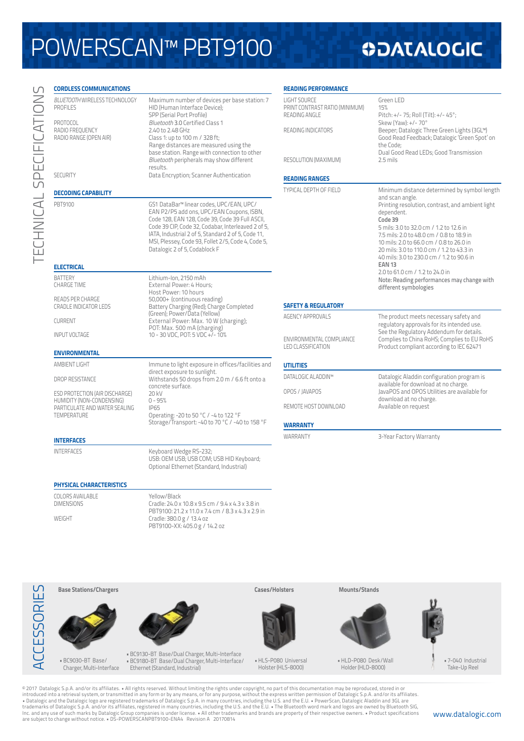# POWERSCAN™ PBT9100

DATALOGIC

## TECHNICAL SPECIFICATIONS

### CORDLESS COMMUNICATIONS

| | |
|---|---|
| *BLUETOOTH* WIRELESS TECHNOLOGY PROFILES | Maximum number of devices per base station: 7 HID (Human Interface Device); SPP (Serial Port Profile) |
| PROTOCOL | *Bluetooth* 3.0 Certified Class 1 |
| RADIO FREQUENCY | 2.40 to 2.48 GHz |
| RADIO RANGE (OPEN AIR) | Class 1: up to 100 m / 328 ft; Range distances are measured using the base station. Range with connection to other *Bluetooth* peripherals may show different results. |
| SECURITY | Data Encryption; Scanner Authentication |

### DECODING CAPABILITY

| | |
|---|---|
| PBT9100 | GS1 DataBar™ linear codes, UPC/EAN, UPC/EAN P2/P5 add ons, UPC/EAN Coupons, ISBN, Code 128, EAN 128, Code 39, Code 39 Full ASCII, Code 39 CIP, Code 32, Codabar, Interleaved 2 of 5, IATA, Industrial 2 of 5, Standard 2 of 5, Code 11, MSI, Plessey, Code 93, Follet 2/5, Code 4, Code 5, Datalogic 2 of 5, Codablock F |

### ELECTRICAL

| | |
|---|---|
| BATTERY | Lithium-Ion, 2150 mAh |
| CHARGE TIME | External Power: 4 Hours; Host Power: 10 hours |
| READS PER CHARGE | 50,000+ (continuous reading) |
| CRADLE INDICATOR LEDS | Battery Charging (Red); Charge Completed (Green); Power/Data (Yellow) |
| CURRENT | External Power: Max. 10 W (charging); POT: Max. 500 mA (charging) |
| INPUT VOLTAGE | 10 - 30 VDC, POT: 5 VDC +/- 10% |

### ENVIRONMENTAL

| | |
|---|---|
| AMBIENT LIGHT | Immune to light exposure in offices/facilities and direct exposure to sunlight. |
| DROP RESISTANCE | Withstands 50 drops from 2.0 m / 6.6 ft onto a concrete surface. |
| ESD PROTECTION (AIR DISCHARGE) | 20 kV |
| HUMIDITY (NON-CONDENSING) | 0 - 95% |
| PARTICULATE AND WATER SEALING | IP65 |
| TEMPERATURE | Operating: -20 to 50 °C / -4 to 122 °F Storage/Transport: -40 to 70 °C / -40 to 158 °F |

### INTERFACES

| | |
|---|---|
| INTERFACES | Keyboard Wedge RS-232; USB: OEM USB; USB COM; USB HID Keyboard; Optional Ethernet (Standard, Industrial) |

### PHYSICAL CHARACTERISTICS

| | |
|---|---|
| COLORS AVAILABLE | Yellow/Black |
| DIMENSIONS | Cradle: 24.0 x 10.8 x 9.5 cm / 9.4 x 4.3 x 3.8 in PBT9100: 21.2 x 11.0 x 7.4 cm / 8.3 x 4.3 x 2.9 in |
| WEIGHT | Cradle: 380.0 g / 13.4 oz PBT9100-XX: 405.0 g / 14.2 oz |

### READING PERFORMANCE

| | |
|---|---|
| LIGHT SOURCE | Green LED |
| PRINT CONTRAST RATIO (MINIMUM) | 15% |
| READING ANGLE | Pitch: +/- 75; Roll (Tilt): +/- 45°; Skew (Yaw): +/- 70° |
| READING INDICATORS | Beeper; Datalogic Three Green Lights (3GL™) Good Read Feedback; Datalogic 'Green Spot' on the Code; Dual Good Read LEDs; Good Transmission |
| RESOLUTION (MAXIMUM) | 2.5 mils |

### READING RANGES

| | |
|---|---|
| TYPICAL DEPTH OF FIELD | Minimum distance determined by symbol length and scan angle. Printing resolution, contrast, and ambient light dependent. **Code 39** 5 mils: 3.0 to 32.0 cm / 1.2 to 12.6 in 7.5 mils: 2.0 to 48.0 cm / 0.8 to 18.9 in 10 mils: 2.0 to 66.0 cm / 0.8 to 26.0 in 20 mils: 3.0 to 110.0 cm / 1.2 to 43.3 in 40 mils: 3.0 to 230.0 cm / 1.2 to 90.6 in **EAN 13** 2.0 to 61.0 cm / 1.2 to 24.0 in Note: Reading performances may change with different symbologies |

### SAFETY & REGULATORY

| | |
|---|---|
| AGENCY APPROVALS | The product meets necessary safety and regulatory approvals for its intended use. See the Regulatory Addendum for details. |
| ENVIRONMENTAL COMPLIANCE | Complies to China RoHS; Complies to EU RoHS |
| LED CLASSIFICATION | Product compliant according to IEC 62471 |

### UTILITIES

| | |
|---|---|
| DATALOGIC ALADDIN™ | Datalogic Aladdin configuration program is available for download at no charge. |
| OPOS / JAVAPOS | JavaPOS and OPOS Utilities are available for download at no charge. |
| REMOTE HOST DOWNLOAD | Available on request |

### WARRANTY

| | |
|---|---|
| WARRANTY | 3-Year Factory Warranty |

## ACCESSORIES

**Base Stations/Chargers**

- BC9030-BT Base/Charger, Multi-Interface
- BC9130-BT Base/Dual Charger, Multi-Interface
- BC9180-BT Base/Dual Charger, Multi-Interface/Ethernet (Standard, Industrial)

**Cases/Holsters**

- HLS-P080 Universal Holster (HLS-8000)

**Mounts/Stands**

- HLD-P080 Desk/Wall Holder (HLD-8000)
- 7-040 Industrial Take-Up Reel

© 2017 Datalogic S.p.A. and/or its affiliates. • All rights reserved. Without limiting the rights under copyright, no part of this documentation may be reproduced, stored in or introduced into a retrieval system, or transmitted in any form or by any means, or for any purpose, without the express written permission of Datalogic S.p.A. and/or its affiliates. • Datalogic and the Datalogic logo are registered trademarks of Datalogic S.p.A. in many countries, including the U.S. and the E.U. • PowerScan, Datalogic Aladdin and 3GL are trademarks of Datalogic S.p.A. and/or its affiliates, registered in many countries, including the U.S. and the E.U. • The Bluetooth word mark and logos are owned by Bluetooth SIG, Inc. and any use of such marks by Datalogic Group companies is under license. • All other trademarks and brands are property of their respective owners. • Product specifications are subject to change without notice. • DS-POWERSCANPBT9100-ENA4 Revision A 20170814

www.datalogic.com